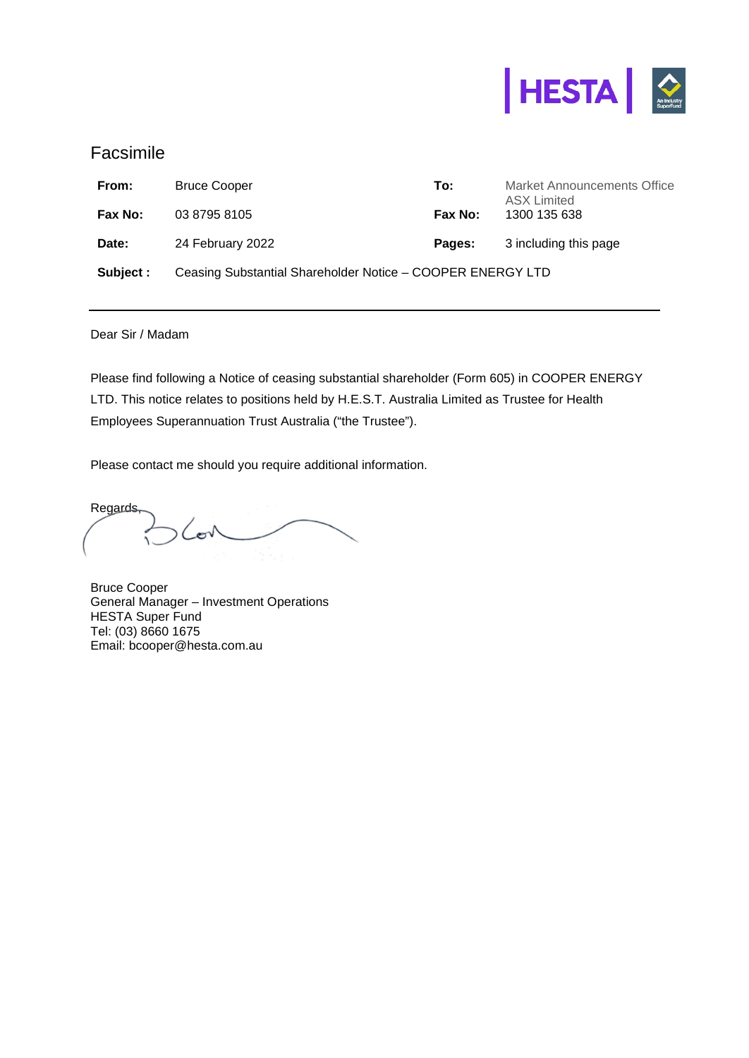# Facsimile

| | | | |
|---|---|---|---|
| **From:** | Bruce Cooper | **To:** | Market Announcements Office ASX Limited |
| **Fax No:** | 03 8795 8105 | **Fax No:** | 1300 135 638 |
| **Date:** | 24 February 2022 | **Pages:** | 3 including this page |
| **Subject :** | Ceasing Substantial Shareholder Notice – COOPER ENERGY LTD | | |

---

Dear Sir / Madam

Please find following a Notice of ceasing substantial shareholder (Form 605) in COOPER ENERGY LTD. This notice relates to positions held by H.E.S.T. Australia Limited as Trustee for Health Employees Superannuation Trust Australia ("the Trustee").

Please contact me should you require additional information.

Regards,

Bruce Cooper
General Manager – Investment Operations
HESTA Super Fund
Tel: (03) 8660 1675
Email: bcooper@hesta.com.au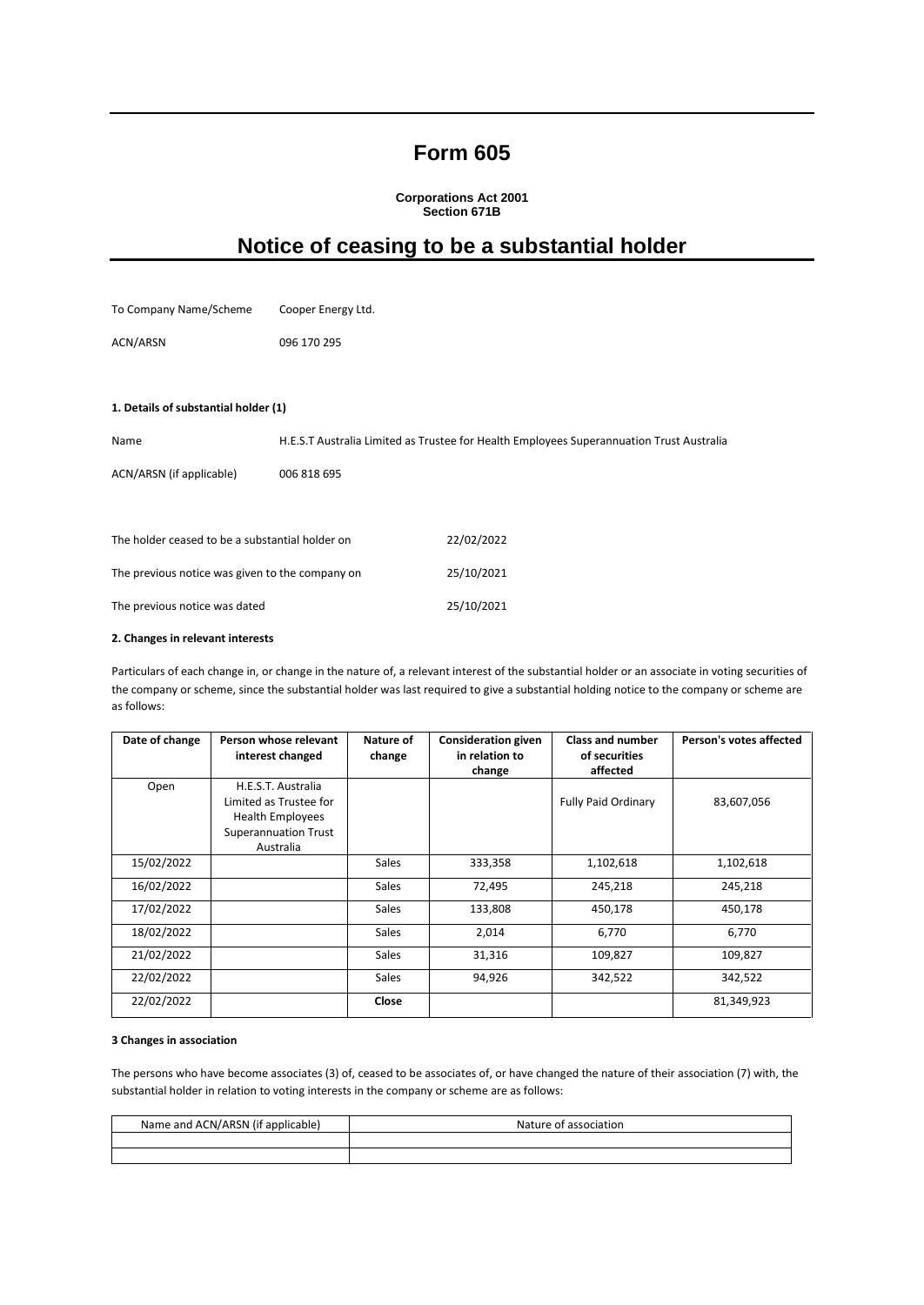# Form 605

**Corporations Act 2001**
**Section 671B**

## Notice of ceasing to be a substantial holder

| | |
|---|---|
| To Company Name/Scheme | Cooper Energy Ltd. |
| ACN/ARSN | 096 170 295 |

**1. Details of substantial holder (1)**

| | |
|---|---|
| Name | H.E.S.T Australia Limited as Trustee for Health Employees Superannuation Trust Australia |
| ACN/ARSN (if applicable) | 006 818 695 |

| | |
|---|---|
| The holder ceased to be a substantial holder on | 22/02/2022 |
| The previous notice was given to the company on | 25/10/2021 |
| The previous notice was dated | 25/10/2021 |

**2. Changes in relevant interests**

Particulars of each change in, or change in the nature of, a relevant interest of the substantial holder or an associate in voting securities of the company or scheme, since the substantial holder was last required to give a substantial holding notice to the company or scheme are as follows:

| Date of change | Person whose relevant interest changed | Nature of change | Consideration given in relation to change | Class and number of securities affected | Person's votes affected |
|---|---|---|---|---|---|
| Open | H.E.S.T. Australia Limited as Trustee for Health Employees Superannuation Trust Australia | | | Fully Paid Ordinary | 83,607,056 |
| 15/02/2022 | | Sales | 333,358 | 1,102,618 | 1,102,618 |
| 16/02/2022 | | Sales | 72,495 | 245,218 | 245,218 |
| 17/02/2022 | | Sales | 133,808 | 450,178 | 450,178 |
| 18/02/2022 | | Sales | 2,014 | 6,770 | 6,770 |
| 21/02/2022 | | Sales | 31,316 | 109,827 | 109,827 |
| 22/02/2022 | | Sales | 94,926 | 342,522 | 342,522 |
| 22/02/2022 | | **Close** | | | 81,349,923 |

**3 Changes in association**

The persons who have become associates (3) of, ceased to be associates of, or have changed the nature of their association (7) with, the substantial holder in relation to voting interests in the company or scheme are as follows:

| Name and ACN/ARSN (if applicable) | Nature of association |
|---|---|
| | |
| | |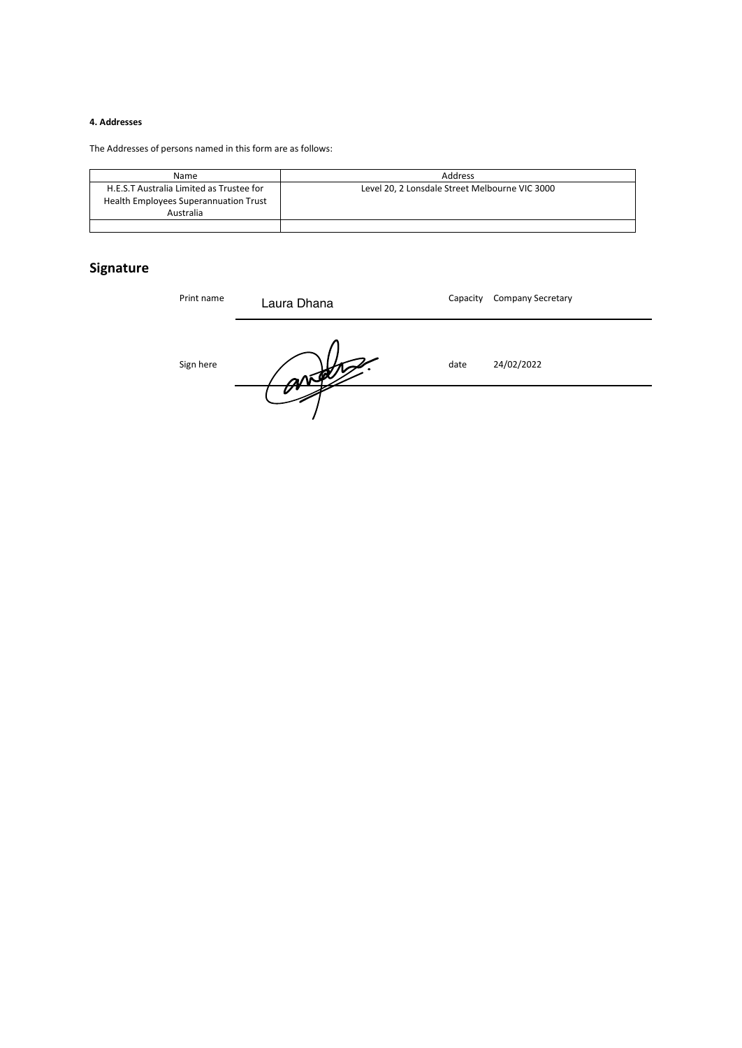**4. Addresses**

The Addresses of persons named in this form are as follows:

| Name | Address |
|---|---|
| H.E.S.T Australia Limited as Trustee for Health Employees Superannuation Trust Australia | Level 20, 2 Lonsdale Street Melbourne VIC 3000 |
| | |

## Signature

Print name Laura Dhana

Capacity Company Secretary

Sign here

date 24/02/2022